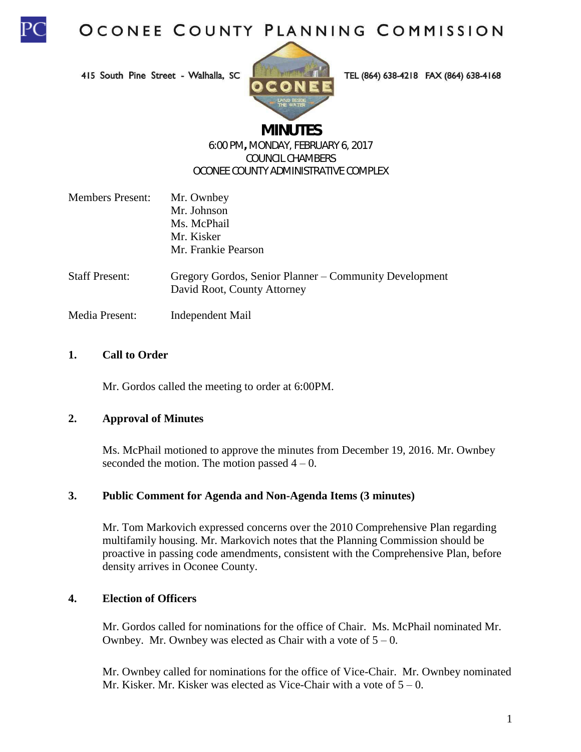# OCONEE COUNTY PLANNING COMMISSION

415 South Pine Street - Walhalla, SC TEL (864) 638-4218 FAX (864) 638-4168

## MINUTES

6:00 PM, MONDAY, FEBRUARY 6, 2017
COUNCIL CHAMBERS
OCONEE COUNTY ADMINISTRATIVE COMPLEX

Members Present: Mr. Ownbey
Mr. Johnson
Ms. McPhail
Mr. Kisker
Mr. Frankie Pearson

Staff Present: Gregory Gordos, Senior Planner – Community Development
David Root, County Attorney

Media Present: Independent Mail

**1. Call to Order**

Mr. Gordos called the meeting to order at 6:00PM.

**2. Approval of Minutes**

Ms. McPhail motioned to approve the minutes from December 19, 2016. Mr. Ownbey seconded the motion. The motion passed 4 – 0.

**3. Public Comment for Agenda and Non-Agenda Items (3 minutes)**

Mr. Tom Markovich expressed concerns over the 2010 Comprehensive Plan regarding multifamily housing. Mr. Markovich notes that the Planning Commission should be proactive in passing code amendments, consistent with the Comprehensive Plan, before density arrives in Oconee County.

**4. Election of Officers**

Mr. Gordos called for nominations for the office of Chair. Ms. McPhail nominated Mr. Ownbey. Mr. Ownbey was elected as Chair with a vote of 5 – 0.

Mr. Ownbey called for nominations for the office of Vice-Chair. Mr. Ownbey nominated Mr. Kisker. Mr. Kisker was elected as Vice-Chair with a vote of 5 – 0.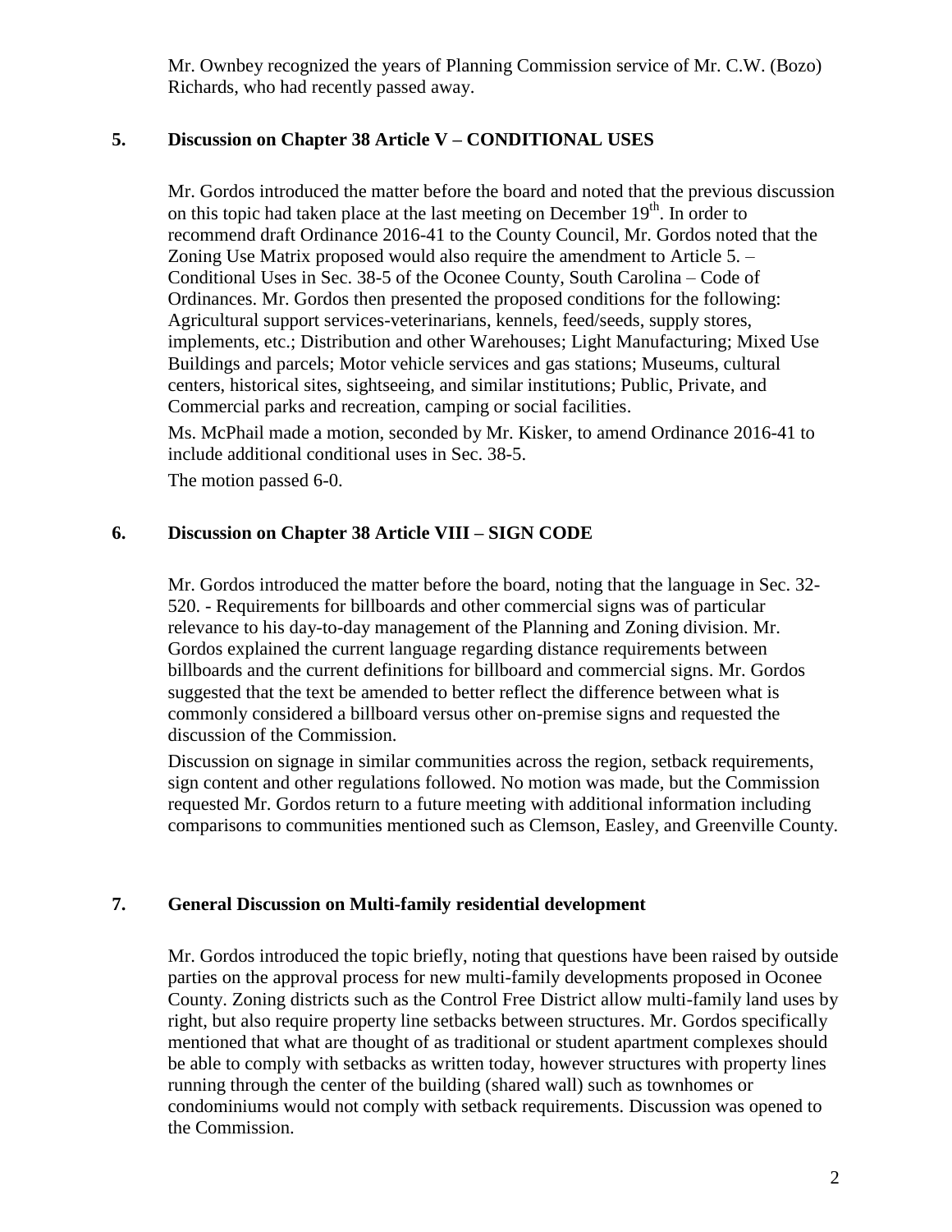Mr. Ownbey recognized the years of Planning Commission service of Mr. C.W. (Bozo) Richards, who had recently passed away.

## 5. Discussion on Chapter 38 Article V – CONDITIONAL USES

Mr. Gordos introduced the matter before the board and noted that the previous discussion on this topic had taken place at the last meeting on December 19th. In order to recommend draft Ordinance 2016-41 to the County Council, Mr. Gordos noted that the Zoning Use Matrix proposed would also require the amendment to Article 5. – Conditional Uses in Sec. 38-5 of the Oconee County, South Carolina – Code of Ordinances. Mr. Gordos then presented the proposed conditions for the following: Agricultural support services-veterinarians, kennels, feed/seeds, supply stores, implements, etc.; Distribution and other Warehouses; Light Manufacturing; Mixed Use Buildings and parcels; Motor vehicle services and gas stations; Museums, cultural centers, historical sites, sightseeing, and similar institutions; Public, Private, and Commercial parks and recreation, camping or social facilities.

Ms. McPhail made a motion, seconded by Mr. Kisker, to amend Ordinance 2016-41 to include additional conditional uses in Sec. 38-5.

The motion passed 6-0.

## 6. Discussion on Chapter 38 Article VIII – SIGN CODE

Mr. Gordos introduced the matter before the board, noting that the language in Sec. 32-520. - Requirements for billboards and other commercial signs was of particular relevance to his day-to-day management of the Planning and Zoning division. Mr. Gordos explained the current language regarding distance requirements between billboards and the current definitions for billboard and commercial signs. Mr. Gordos suggested that the text be amended to better reflect the difference between what is commonly considered a billboard versus other on-premise signs and requested the discussion of the Commission.

Discussion on signage in similar communities across the region, setback requirements, sign content and other regulations followed. No motion was made, but the Commission requested Mr. Gordos return to a future meeting with additional information including comparisons to communities mentioned such as Clemson, Easley, and Greenville County.

## 7. General Discussion on Multi-family residential development

Mr. Gordos introduced the topic briefly, noting that questions have been raised by outside parties on the approval process for new multi-family developments proposed in Oconee County. Zoning districts such as the Control Free District allow multi-family land uses by right, but also require property line setbacks between structures. Mr. Gordos specifically mentioned that what are thought of as traditional or student apartment complexes should be able to comply with setbacks as written today, however structures with property lines running through the center of the building (shared wall) such as townhomes or condominiums would not comply with setback requirements. Discussion was opened to the Commission.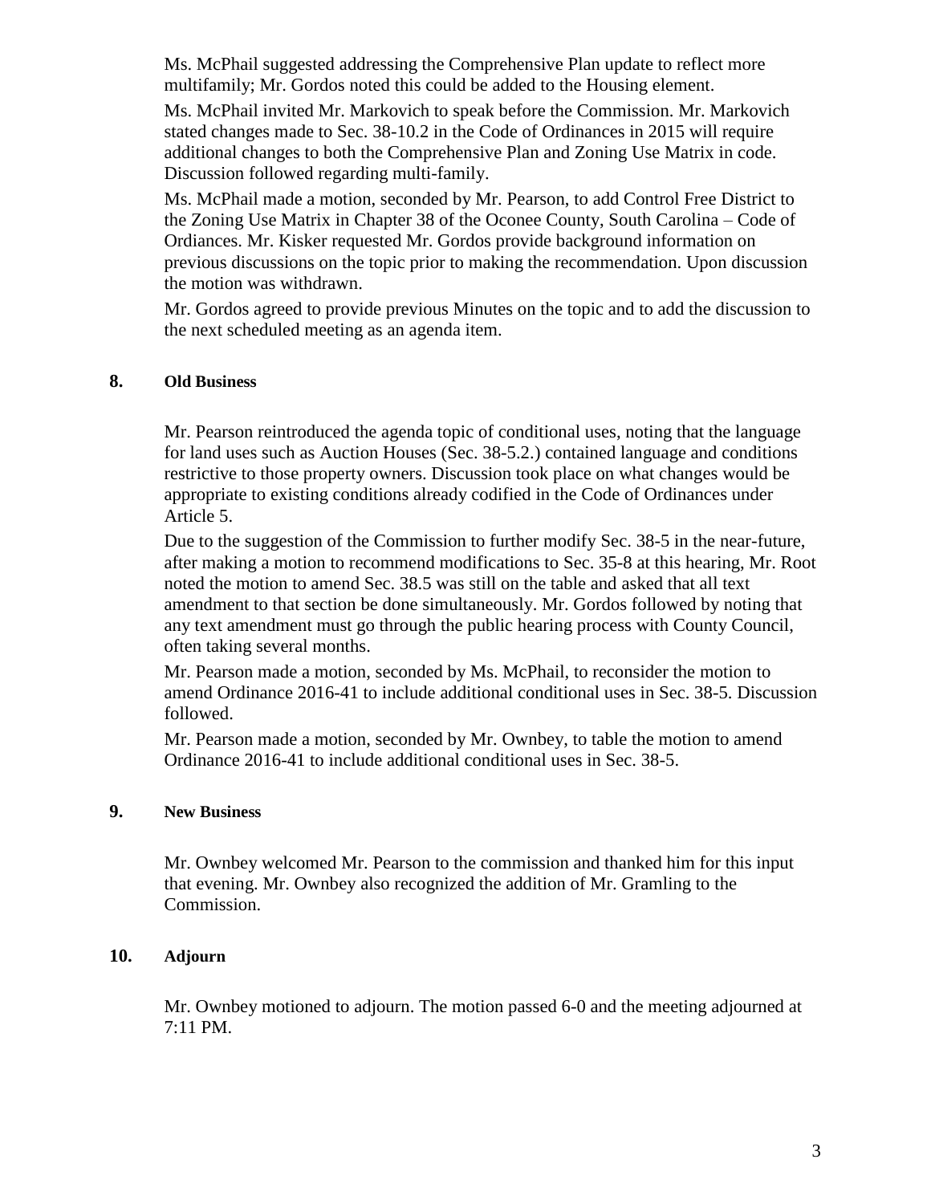Ms. McPhail suggested addressing the Comprehensive Plan update to reflect more multifamily; Mr. Gordos noted this could be added to the Housing element.

Ms. McPhail invited Mr. Markovich to speak before the Commission. Mr. Markovich stated changes made to Sec. 38-10.2 in the Code of Ordinances in 2015 will require additional changes to both the Comprehensive Plan and Zoning Use Matrix in code. Discussion followed regarding multi-family.

Ms. McPhail made a motion, seconded by Mr. Pearson, to add Control Free District to the Zoning Use Matrix in Chapter 38 of the Oconee County, South Carolina – Code of Ordiances. Mr. Kisker requested Mr. Gordos provide background information on previous discussions on the topic prior to making the recommendation. Upon discussion the motion was withdrawn.

Mr. Gordos agreed to provide previous Minutes on the topic and to add the discussion to the next scheduled meeting as an agenda item.

## 8. Old Business

Mr. Pearson reintroduced the agenda topic of conditional uses, noting that the language for land uses such as Auction Houses (Sec. 38-5.2.) contained language and conditions restrictive to those property owners. Discussion took place on what changes would be appropriate to existing conditions already codified in the Code of Ordinances under Article 5.

Due to the suggestion of the Commission to further modify Sec. 38-5 in the near-future, after making a motion to recommend modifications to Sec. 35-8 at this hearing, Mr. Root noted the motion to amend Sec. 38.5 was still on the table and asked that all text amendment to that section be done simultaneously. Mr. Gordos followed by noting that any text amendment must go through the public hearing process with County Council, often taking several months.

Mr. Pearson made a motion, seconded by Ms. McPhail, to reconsider the motion to amend Ordinance 2016-41 to include additional conditional uses in Sec. 38-5. Discussion followed.

Mr. Pearson made a motion, seconded by Mr. Ownbey, to table the motion to amend Ordinance 2016-41 to include additional conditional uses in Sec. 38-5.

## 9. New Business

Mr. Ownbey welcomed Mr. Pearson to the commission and thanked him for this input that evening. Mr. Ownbey also recognized the addition of Mr. Gramling to the Commission.

## 10. Adjourn

Mr. Ownbey motioned to adjourn. The motion passed 6-0 and the meeting adjourned at 7:11 PM.